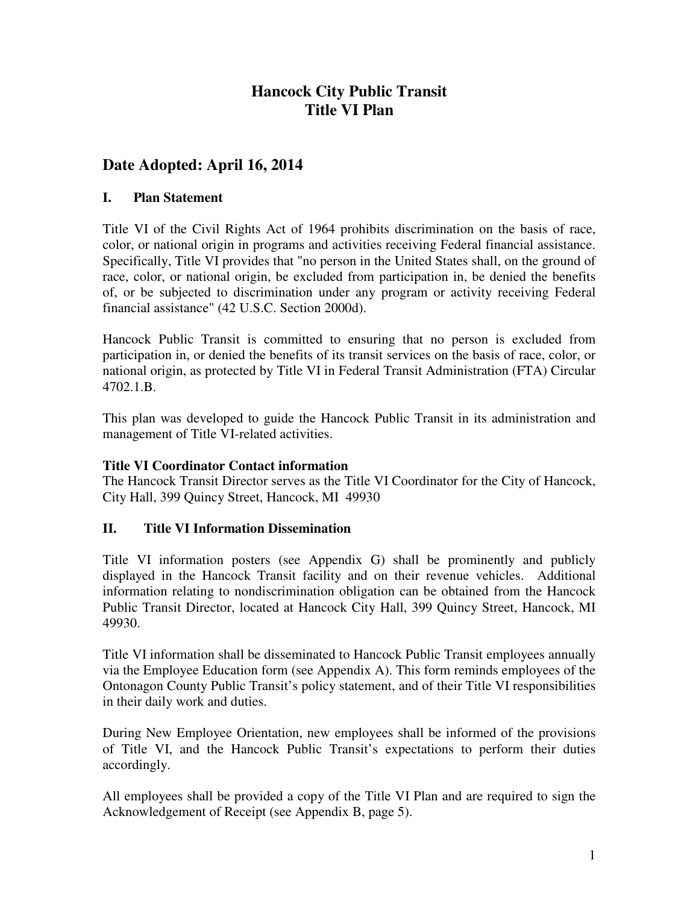# Hancock City Public Transit
# Title VI Plan

## Date Adopted: April 16, 2014

### I. Plan Statement

Title VI of the Civil Rights Act of 1964 prohibits discrimination on the basis of race, color, or national origin in programs and activities receiving Federal financial assistance. Specifically, Title VI provides that "no person in the United States shall, on the ground of race, color, or national origin, be excluded from participation in, be denied the benefits of, or be subjected to discrimination under any program or activity receiving Federal financial assistance" (42 U.S.C. Section 2000d).

Hancock Public Transit is committed to ensuring that no person is excluded from participation in, or denied the benefits of its transit services on the basis of race, color, or national origin, as protected by Title VI in Federal Transit Administration (FTA) Circular 4702.1.B.

This plan was developed to guide the Hancock Public Transit in its administration and management of Title VI-related activities.

**Title VI Coordinator Contact information**
The Hancock Transit Director serves as the Title VI Coordinator for the City of Hancock, City Hall, 399 Quincy Street, Hancock, MI 49930

### II. Title VI Information Dissemination

Title VI information posters (see Appendix G) shall be prominently and publicly displayed in the Hancock Transit facility and on their revenue vehicles. Additional information relating to nondiscrimination obligation can be obtained from the Hancock Public Transit Director, located at Hancock City Hall, 399 Quincy Street, Hancock, MI 49930.

Title VI information shall be disseminated to Hancock Public Transit employees annually via the Employee Education form (see Appendix A). This form reminds employees of the Ontonagon County Public Transit's policy statement, and of their Title VI responsibilities in their daily work and duties.

During New Employee Orientation, new employees shall be informed of the provisions of Title VI, and the Hancock Public Transit's expectations to perform their duties accordingly.

All employees shall be provided a copy of the Title VI Plan and are required to sign the Acknowledgement of Receipt (see Appendix B, page 5).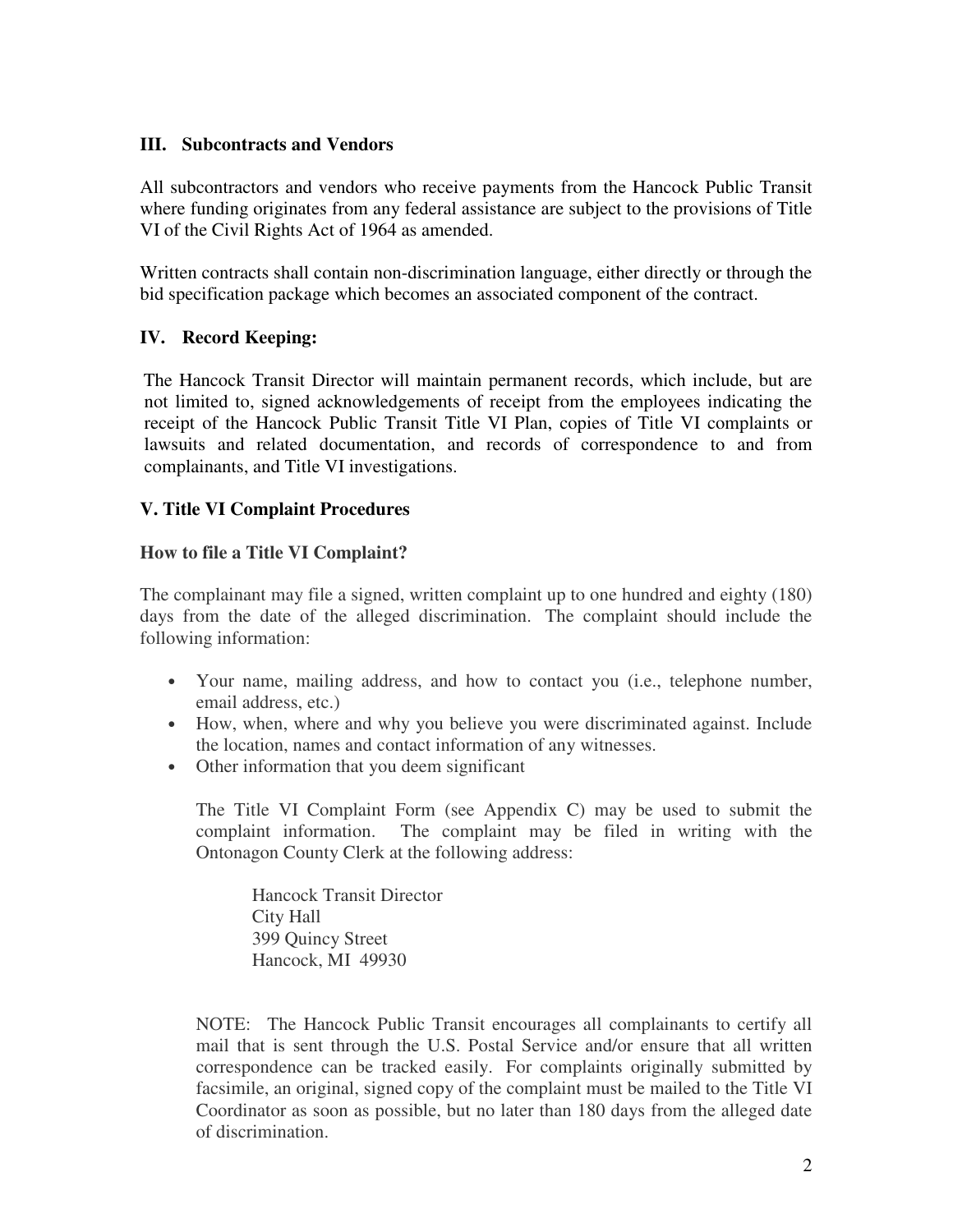### III. Subcontracts and Vendors

All subcontractors and vendors who receive payments from the Hancock Public Transit where funding originates from any federal assistance are subject to the provisions of Title VI of the Civil Rights Act of 1964 as amended.

Written contracts shall contain non-discrimination language, either directly or through the bid specification package which becomes an associated component of the contract.

### IV. Record Keeping:

The Hancock Transit Director will maintain permanent records, which include, but are not limited to, signed acknowledgements of receipt from the employees indicating the receipt of the Hancock Public Transit Title VI Plan, copies of Title VI complaints or lawsuits and related documentation, and records of correspondence to and from complainants, and Title VI investigations.

### V. Title VI Complaint Procedures

**How to file a Title VI Complaint?**

The complainant may file a signed, written complaint up to one hundred and eighty (180) days from the date of the alleged discrimination. The complaint should include the following information:

- Your name, mailing address, and how to contact you (i.e., telephone number, email address, etc.)
- How, when, where and why you believe you were discriminated against. Include the location, names and contact information of any witnesses.
- Other information that you deem significant

The Title VI Complaint Form (see Appendix C) may be used to submit the complaint information. The complaint may be filed in writing with the Ontonagon County Clerk at the following address:

Hancock Transit Director
City Hall
399 Quincy Street
Hancock, MI 49930

NOTE: The Hancock Public Transit encourages all complainants to certify all mail that is sent through the U.S. Postal Service and/or ensure that all written correspondence can be tracked easily. For complaints originally submitted by facsimile, an original, signed copy of the complaint must be mailed to the Title VI Coordinator as soon as possible, but no later than 180 days from the alleged date of discrimination.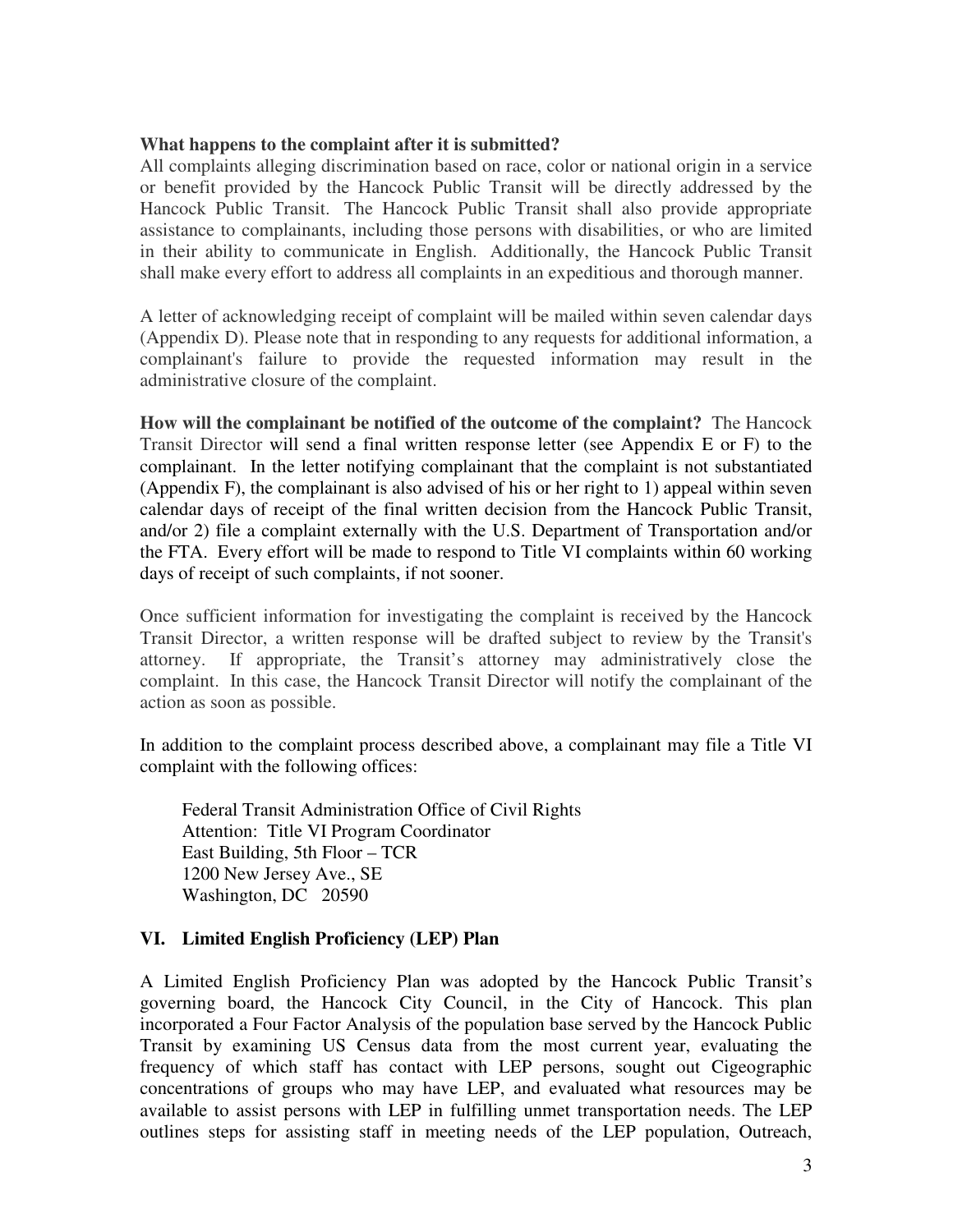**What happens to the complaint after it is submitted?**
All complaints alleging discrimination based on race, color or national origin in a service or benefit provided by the Hancock Public Transit will be directly addressed by the Hancock Public Transit. The Hancock Public Transit shall also provide appropriate assistance to complainants, including those persons with disabilities, or who are limited in their ability to communicate in English. Additionally, the Hancock Public Transit shall make every effort to address all complaints in an expeditious and thorough manner.

A letter of acknowledging receipt of complaint will be mailed within seven calendar days (Appendix D). Please note that in responding to any requests for additional information, a complainant's failure to provide the requested information may result in the administrative closure of the complaint.

**How will the complainant be notified of the outcome of the complaint?** The Hancock Transit Director will send a final written response letter (see Appendix E or F) to the complainant. In the letter notifying complainant that the complaint is not substantiated (Appendix F), the complainant is also advised of his or her right to 1) appeal within seven calendar days of receipt of the final written decision from the Hancock Public Transit, and/or 2) file a complaint externally with the U.S. Department of Transportation and/or the FTA. Every effort will be made to respond to Title VI complaints within 60 working days of receipt of such complaints, if not sooner.

Once sufficient information for investigating the complaint is received by the Hancock Transit Director, a written response will be drafted subject to review by the Transit's attorney. If appropriate, the Transit's attorney may administratively close the complaint. In this case, the Hancock Transit Director will notify the complainant of the action as soon as possible.

In addition to the complaint process described above, a complainant may file a Title VI complaint with the following offices:

Federal Transit Administration Office of Civil Rights
Attention: Title VI Program Coordinator
East Building, 5th Floor – TCR
1200 New Jersey Ave., SE
Washington, DC 20590

## VI. Limited English Proficiency (LEP) Plan

A Limited English Proficiency Plan was adopted by the Hancock Public Transit's governing board, the Hancock City Council, in the City of Hancock. This plan incorporated a Four Factor Analysis of the population base served by the Hancock Public Transit by examining US Census data from the most current year, evaluating the frequency of which staff has contact with LEP persons, sought out Cigeographic concentrations of groups who may have LEP, and evaluated what resources may be available to assist persons with LEP in fulfilling unmet transportation needs. The LEP outlines steps for assisting staff in meeting needs of the LEP population, Outreach,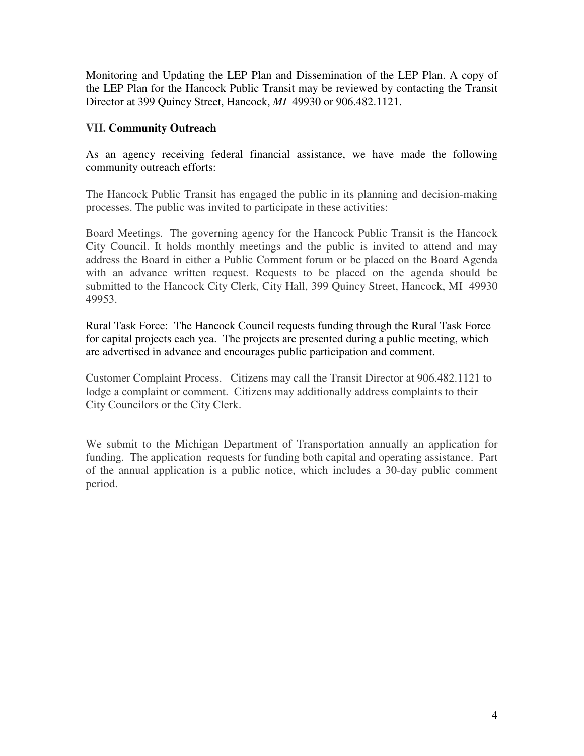Monitoring and Updating the LEP Plan and Dissemination of the LEP Plan. A copy of the LEP Plan for the Hancock Public Transit may be reviewed by contacting the Transit Director at 399 Quincy Street, Hancock, *MI* 49930 or 906.482.1121.

### VII. Community Outreach

As an agency receiving federal financial assistance, we have made the following community outreach efforts:

The Hancock Public Transit has engaged the public in its planning and decision-making processes. The public was invited to participate in these activities:

Board Meetings. The governing agency for the Hancock Public Transit is the Hancock City Council. It holds monthly meetings and the public is invited to attend and may address the Board in either a Public Comment forum or be placed on the Board Agenda with an advance written request. Requests to be placed on the agenda should be submitted to the Hancock City Clerk, City Hall, 399 Quincy Street, Hancock, MI 49930 49953.

Rural Task Force: The Hancock Council requests funding through the Rural Task Force for capital projects each yea. The projects are presented during a public meeting, which are advertised in advance and encourages public participation and comment.

Customer Complaint Process. Citizens may call the Transit Director at 906.482.1121 to lodge a complaint or comment. Citizens may additionally address complaints to their City Councilors or the City Clerk.

We submit to the Michigan Department of Transportation annually an application for funding. The application requests for funding both capital and operating assistance. Part of the annual application is a public notice, which includes a 30-day public comment period.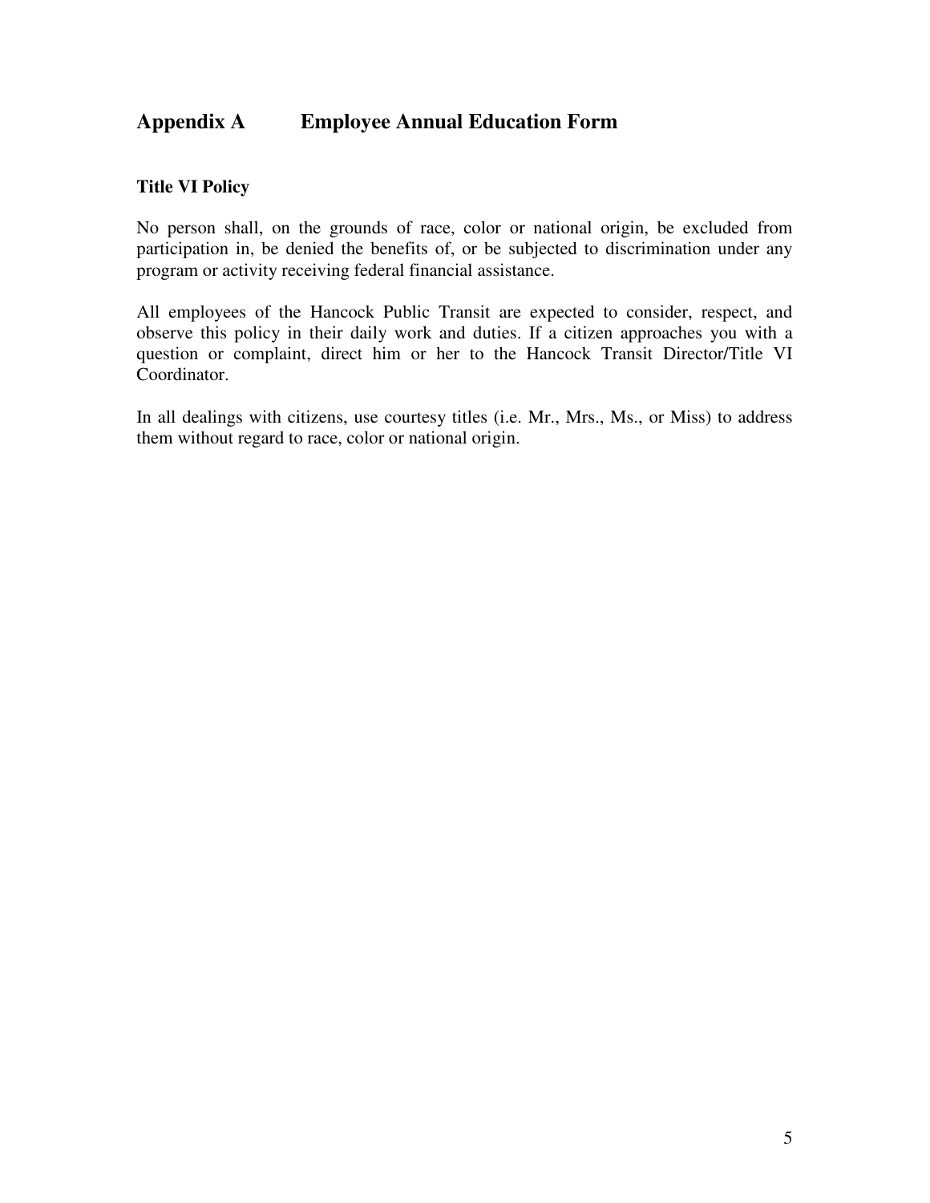## Appendix A Employee Annual Education Form

### Title VI Policy

No person shall, on the grounds of race, color or national origin, be excluded from participation in, be denied the benefits of, or be subjected to discrimination under any program or activity receiving federal financial assistance.

All employees of the Hancock Public Transit are expected to consider, respect, and observe this policy in their daily work and duties. If a citizen approaches you with a question or complaint, direct him or her to the Hancock Transit Director/Title VI Coordinator.

In all dealings with citizens, use courtesy titles (i.e. Mr., Mrs., Ms., or Miss) to address them without regard to race, color or national origin.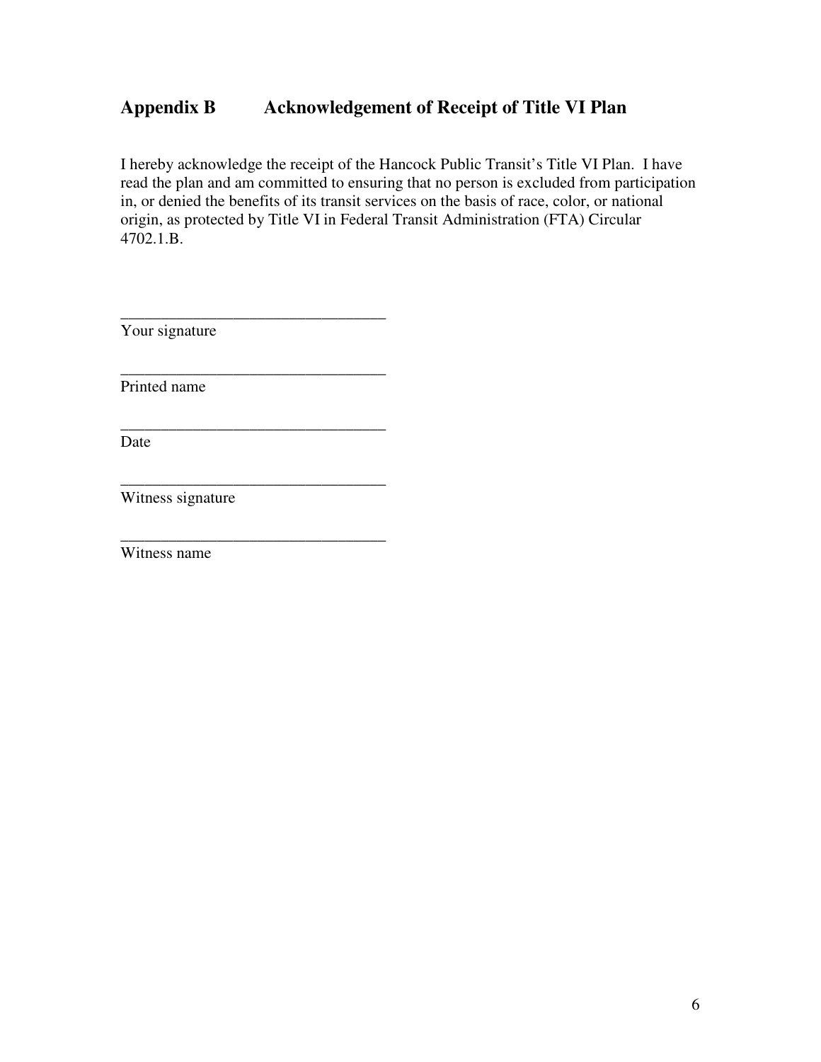## Appendix B Acknowledgement of Receipt of Title VI Plan

I hereby acknowledge the receipt of the Hancock Public Transit's Title VI Plan. I have read the plan and am committed to ensuring that no person is excluded from participation in, or denied the benefits of its transit services on the basis of race, color, or national origin, as protected by Title VI in Federal Transit Administration (FTA) Circular 4702.1.B.

________________________________
Your signature

________________________________
Printed name

________________________________
Date

________________________________
Witness signature

________________________________
Witness name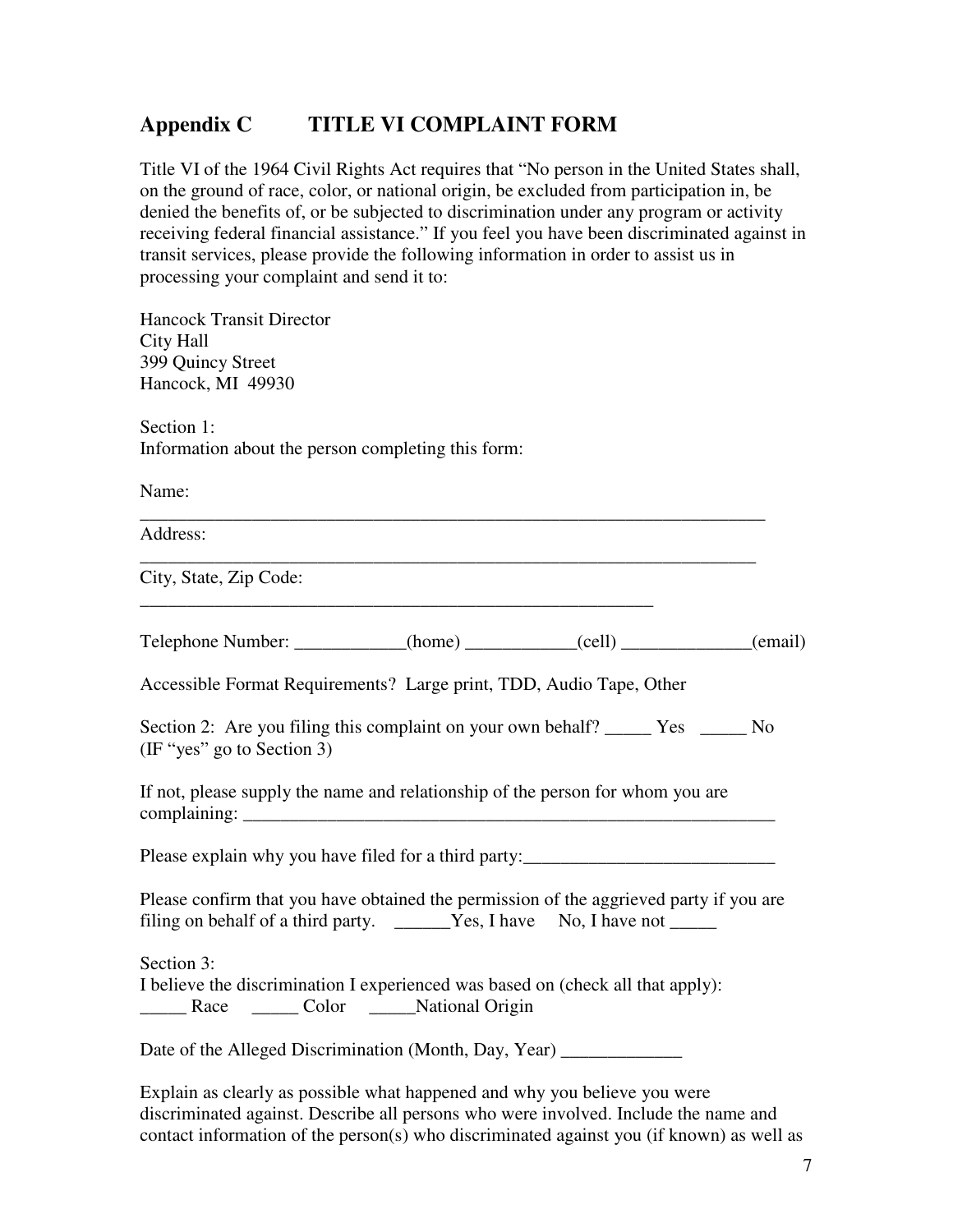## Appendix C TITLE VI COMPLAINT FORM

Title VI of the 1964 Civil Rights Act requires that "No person in the United States shall, on the ground of race, color, or national origin, be excluded from participation in, be denied the benefits of, or be subjected to discrimination under any program or activity receiving federal financial assistance." If you feel you have been discriminated against in transit services, please provide the following information in order to assist us in processing your complaint and send it to:

Hancock Transit Director
City Hall
399 Quincy Street
Hancock, MI 49930

Section 1:
Information about the person completing this form:

Name:
_____________________________________________________________________

Address:
____________________________________________________________________

City, State, Zip Code:
________________________________________________________

Telephone Number: ____________(home) ____________(cell) ______________(email)

Accessible Format Requirements? Large print, TDD, Audio Tape, Other

Section 2: Are you filing this complaint on your own behalf? _____ Yes _____ No
(IF "yes" go to Section 3)

If not, please supply the name and relationship of the person for whom you are complaining: ____________________________________________________________

Please explain why you have filed for a third party:___________________________

Please confirm that you have obtained the permission of the aggrieved party if you are filing on behalf of a third party. ______Yes, I have No, I have not _____

Section 3:
I believe the discrimination I experienced was based on (check all that apply):
_____ Race _____ Color _____National Origin

Date of the Alleged Discrimination (Month, Day, Year) _____________

Explain as clearly as possible what happened and why you believe you were discriminated against. Describe all persons who were involved. Include the name and contact information of the person(s) who discriminated against you (if known) as well as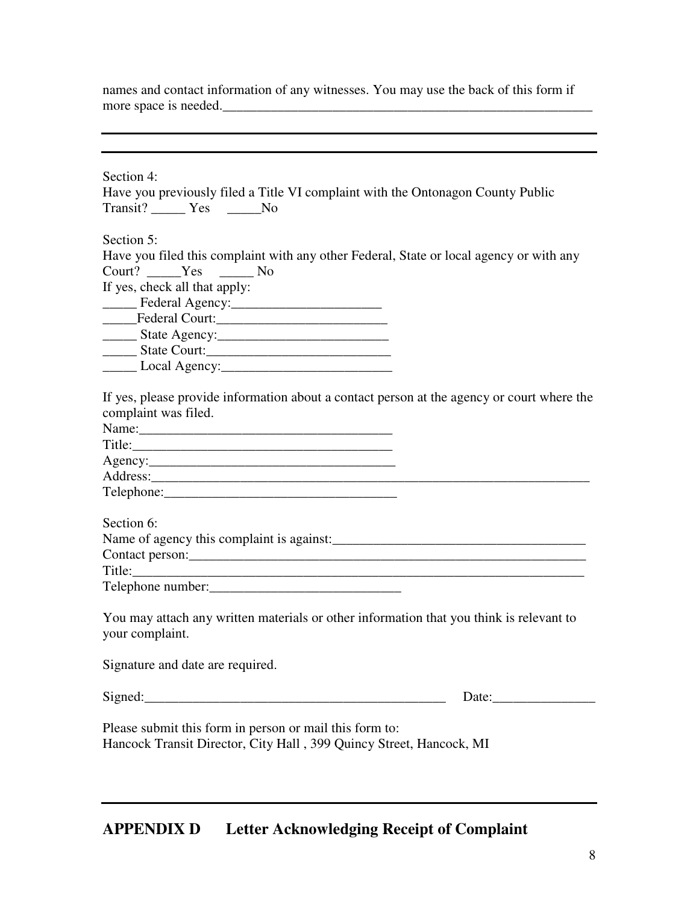names and contact information of any witnesses. You may use the back of this form if more space is needed.___________________________________________________________

---

---

Section 4:
Have you previously filed a Title VI complaint with the Ontonagon County Public Transit? _____ Yes _____No

Section 5:
Have you filed this complaint with any other Federal, State or local agency or with any Court? _____Yes _____ No
If yes, check all that apply:
_____ Federal Agency:______________________
_____Federal Court:_________________________
_____ State Agency:_________________________
_____ State Court:___________________________
_____ Local Agency:_________________________

If yes, please provide information about a contact person at the agency or court where the complaint was filed.
Name:______________________________________
Title:_______________________________________
Agency:_____________________________________
Address:______________________________________________________________________
Telephone:__________________________________

Section 6:
Name of agency this complaint is against:______________________________________
Contact person:_________________________________________________________
Title:_________________________________________________________________
Telephone number:____________________________

You may attach any written materials or other information that you think is relevant to your complaint.

Signature and date are required.

Signed:_______________________________________________ Date:_______________

Please submit this form in person or mail this form to:
Hancock Transit Director, City Hall , 399 Quincy Street, Hancock, MI

---

## APPENDIX D Letter Acknowledging Receipt of Complaint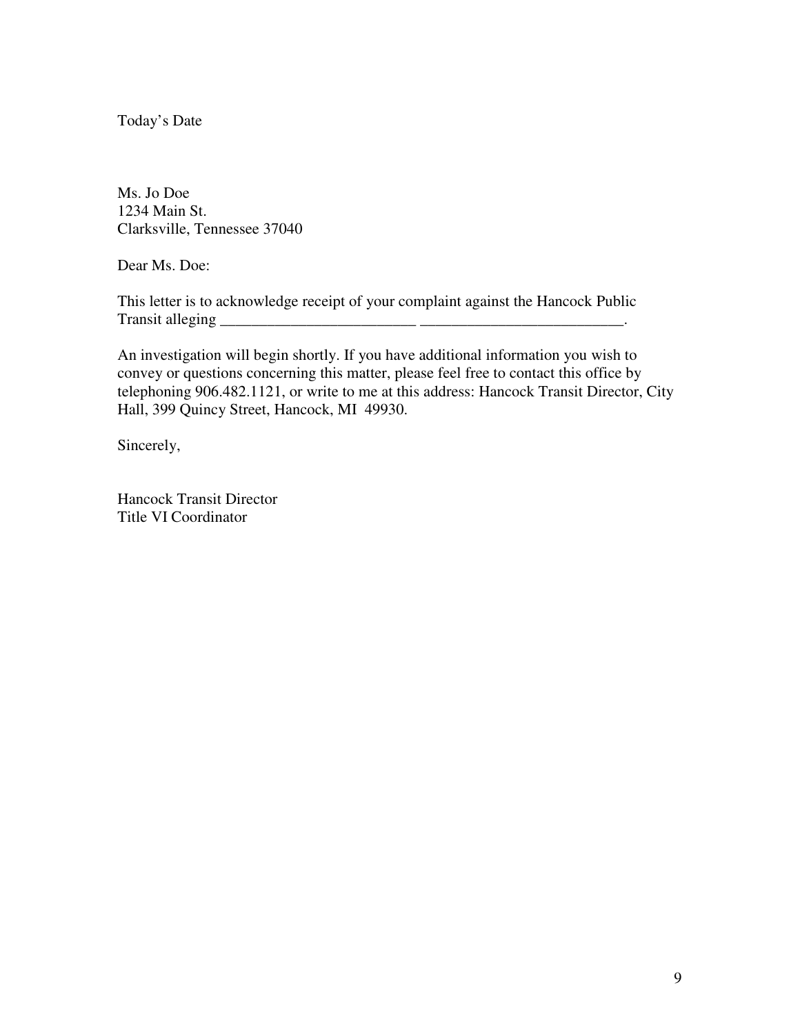Today's Date

Ms. Jo Doe
1234 Main St.
Clarksville, Tennessee 37040

Dear Ms. Doe:

This letter is to acknowledge receipt of your complaint against the Hancock Public Transit alleging _________________________ __________________________.

An investigation will begin shortly. If you have additional information you wish to convey or questions concerning this matter, please feel free to contact this office by telephoning 906.482.1121, or write to me at this address: Hancock Transit Director, City Hall, 399 Quincy Street, Hancock, MI 49930.

Sincerely,

Hancock Transit Director
Title VI Coordinator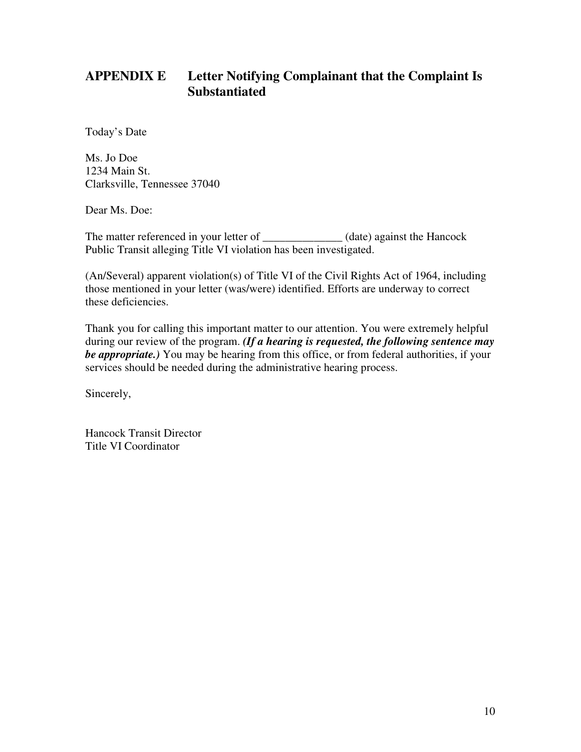## APPENDIX E Letter Notifying Complainant that the Complaint Is Substantiated

Today's Date

Ms. Jo Doe
1234 Main St.
Clarksville, Tennessee 37040

Dear Ms. Doe:

The matter referenced in your letter of ______________ (date) against the Hancock Public Transit alleging Title VI violation has been investigated.

(An/Several) apparent violation(s) of Title VI of the Civil Rights Act of 1964, including those mentioned in your letter (was/were) identified. Efforts are underway to correct these deficiencies.

Thank you for calling this important matter to our attention. You were extremely helpful during our review of the program. ***(If a hearing is requested, the following sentence may be appropriate.)*** You may be hearing from this office, or from federal authorities, if your services should be needed during the administrative hearing process.

Sincerely,

Hancock Transit Director
Title VI Coordinator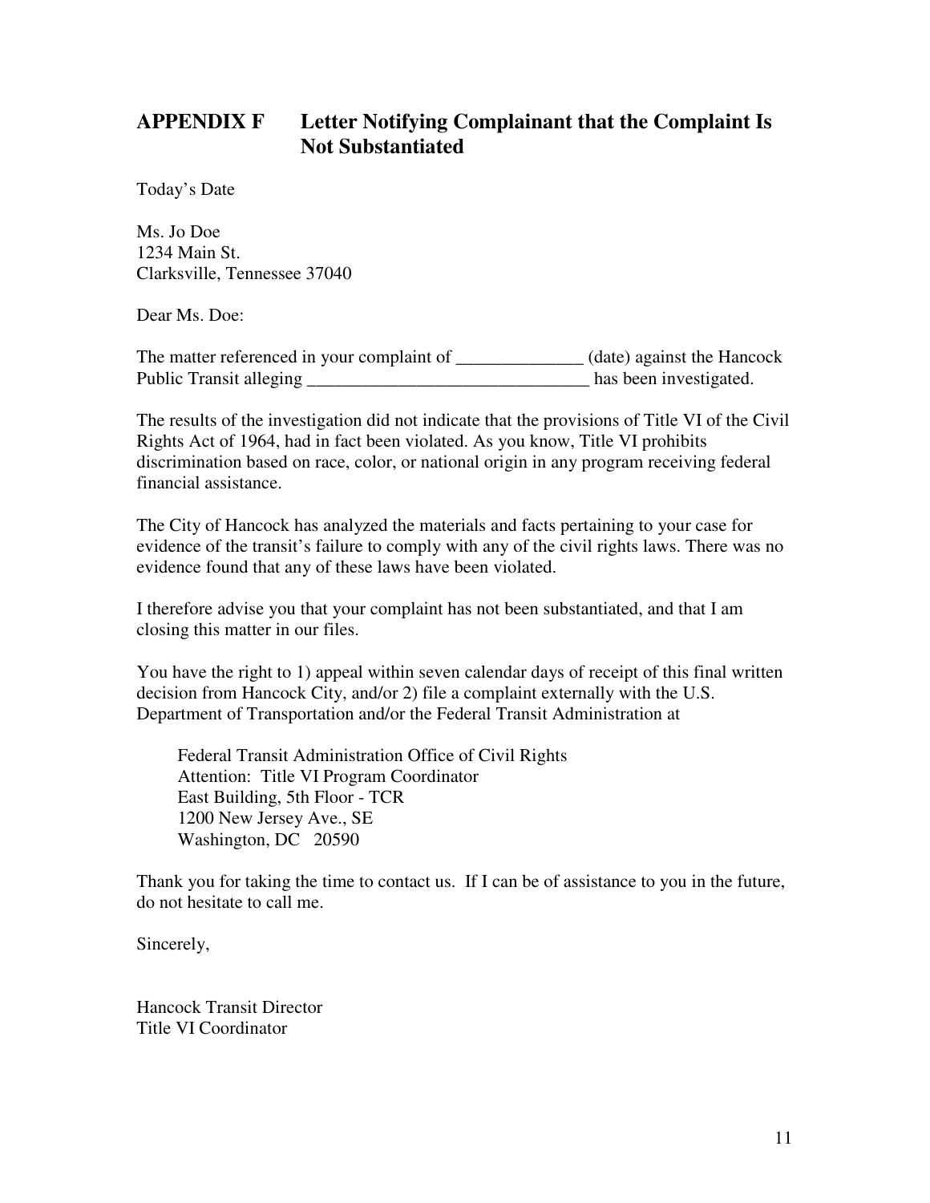## APPENDIX F Letter Notifying Complainant that the Complaint Is Not Substantiated

Today's Date

Ms. Jo Doe
1234 Main St.
Clarksville, Tennessee 37040

Dear Ms. Doe:

The matter referenced in your complaint of ______________ (date) against the Hancock Public Transit alleging _______________________________ has been investigated.

The results of the investigation did not indicate that the provisions of Title VI of the Civil Rights Act of 1964, had in fact been violated. As you know, Title VI prohibits discrimination based on race, color, or national origin in any program receiving federal financial assistance.

The City of Hancock has analyzed the materials and facts pertaining to your case for evidence of the transit's failure to comply with any of the civil rights laws. There was no evidence found that any of these laws have been violated.

I therefore advise you that your complaint has not been substantiated, and that I am closing this matter in our files.

You have the right to 1) appeal within seven calendar days of receipt of this final written decision from Hancock City, and/or 2) file a complaint externally with the U.S. Department of Transportation and/or the Federal Transit Administration at

> Federal Transit Administration Office of Civil Rights
> Attention: Title VI Program Coordinator
> East Building, 5th Floor - TCR
> 1200 New Jersey Ave., SE
> Washington, DC 20590

Thank you for taking the time to contact us. If I can be of assistance to you in the future, do not hesitate to call me.

Sincerely,

Hancock Transit Director
Title VI Coordinator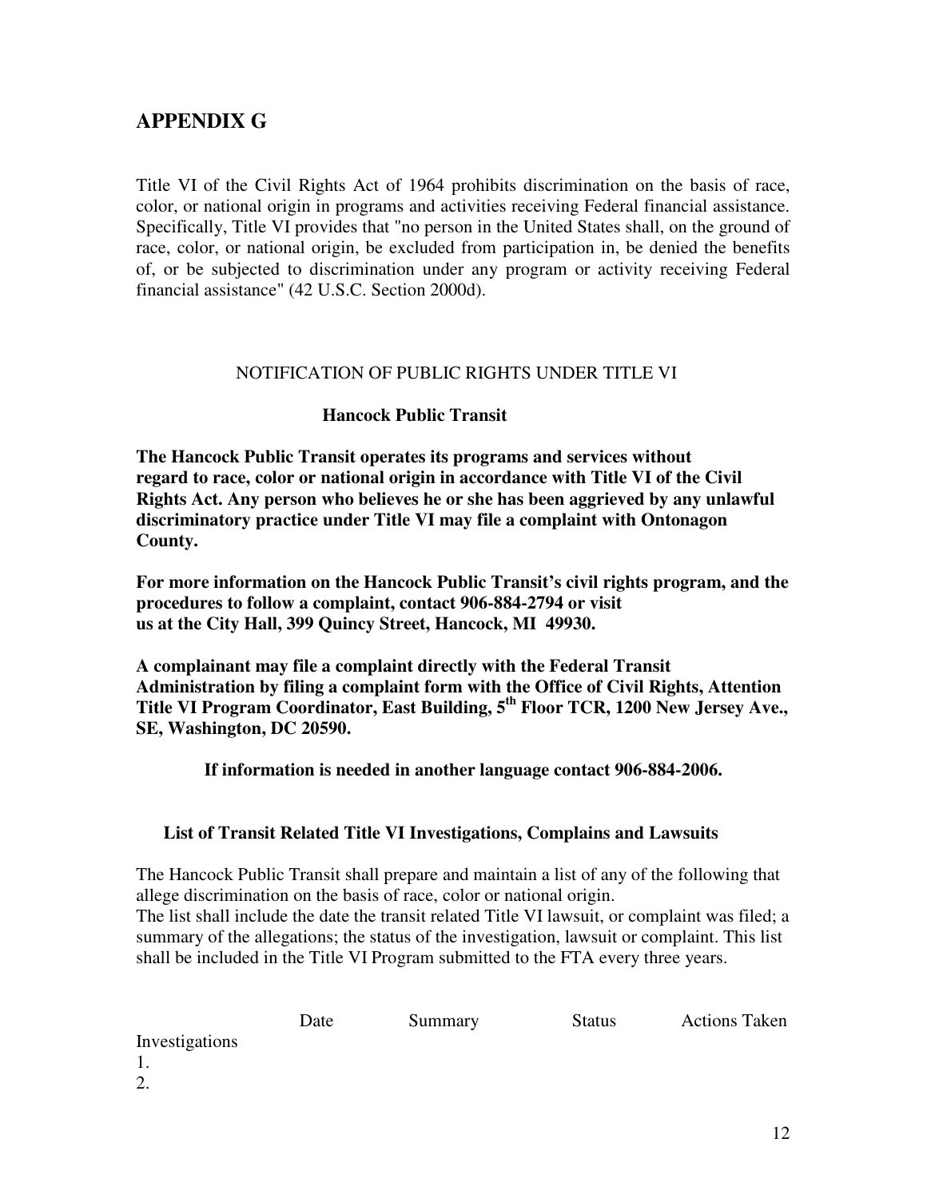# APPENDIX G

Title VI of the Civil Rights Act of 1964 prohibits discrimination on the basis of race, color, or national origin in programs and activities receiving Federal financial assistance. Specifically, Title VI provides that "no person in the United States shall, on the ground of race, color, or national origin, be excluded from participation in, be denied the benefits of, or be subjected to discrimination under any program or activity receiving Federal financial assistance" (42 U.S.C. Section 2000d).

NOTIFICATION OF PUBLIC RIGHTS UNDER TITLE VI

**Hancock Public Transit**

**The Hancock Public Transit operates its programs and services without regard to race, color or national origin in accordance with Title VI of the Civil Rights Act. Any person who believes he or she has been aggrieved by any unlawful discriminatory practice under Title VI may file a complaint with Ontonagon County.**

**For more information on the Hancock Public Transit's civil rights program, and the procedures to follow a complaint, contact 906-884-2794 or visit us at the City Hall, 399 Quincy Street, Hancock, MI 49930.**

**A complainant may file a complaint directly with the Federal Transit Administration by filing a complaint form with the Office of Civil Rights, Attention Title VI Program Coordinator, East Building, 5th Floor TCR, 1200 New Jersey Ave., SE, Washington, DC 20590.**

**If information is needed in another language contact 906-884-2006.**

**List of Transit Related Title VI Investigations, Complains and Lawsuits**

The Hancock Public Transit shall prepare and maintain a list of any of the following that allege discrimination on the basis of race, color or national origin.
The list shall include the date the transit related Title VI lawsuit, or complaint was filed; a summary of the allegations; the status of the investigation, lawsuit or complaint. This list shall be included in the Title VI Program submitted to the FTA every three years.

| | Date | Summary | Status | Actions Taken |
|---|---|---|---|---|
| Investigations | | | | |
| 1. | | | | |
| 2. | | | | |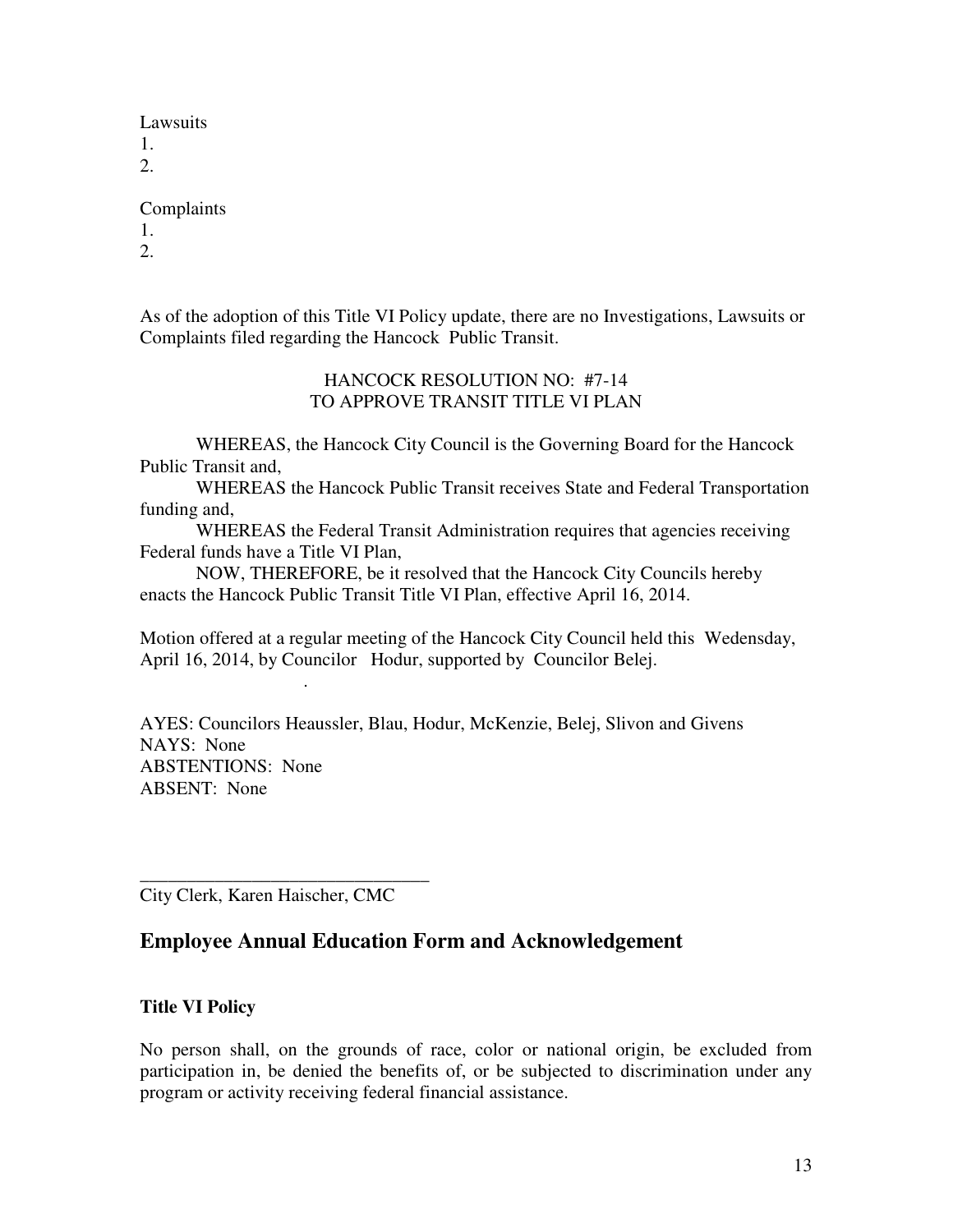Lawsuits
1.
2.

Complaints
1.
2.

As of the adoption of this Title VI Policy update, there are no Investigations, Lawsuits or Complaints filed regarding the Hancock  Public Transit.

HANCOCK RESOLUTION NO:  #7-14
TO APPROVE TRANSIT TITLE VI PLAN

WHEREAS, the Hancock City Council is the Governing Board for the Hancock Public Transit and,

WHEREAS the Hancock Public Transit receives State and Federal Transportation funding and,

WHEREAS the Federal Transit Administration requires that agencies receiving Federal funds have a Title VI Plan,

NOW, THEREFORE, be it resolved that the Hancock City Councils hereby enacts the Hancock Public Transit Title VI Plan, effective April 16, 2014.

Motion offered at a regular meeting of the Hancock City Council held this  Wedensday, April 16, 2014, by Councilor   Hodur, supported by  Councilor Belej.

.

AYES: Councilors Heaussler, Blau, Hodur, McKenzie, Belej, Slivon and Givens
NAYS:  None
ABSTENTIONS:  None
ABSENT:  None

_______________________________
City Clerk, Karen Haischer, CMC

## Employee Annual Education Form and Acknowledgement

### Title VI Policy

No person shall, on the grounds of race, color or national origin, be excluded from participation in, be denied the benefits of, or be subjected to discrimination under any program or activity receiving federal financial assistance.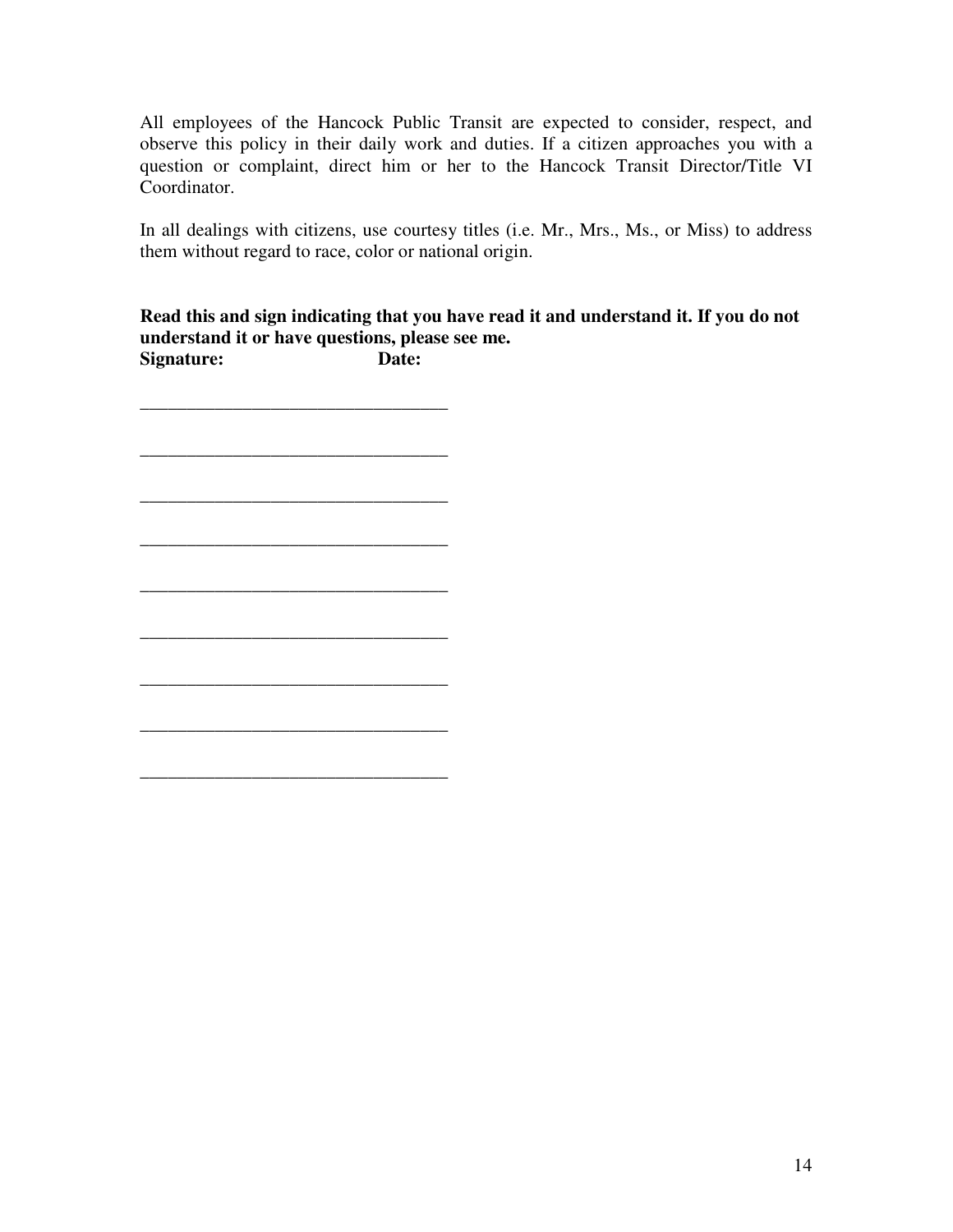All employees of the Hancock Public Transit are expected to consider, respect, and observe this policy in their daily work and duties. If a citizen approaches you with a question or complaint, direct him or her to the Hancock Transit Director/Title VI Coordinator.

In all dealings with citizens, use courtesy titles (i.e. Mr., Mrs., Ms., or Miss) to address them without regard to race, color or national origin.

**Read this and sign indicating that you have read it and understand it. If you do not understand it or have questions, please see me.**

**Signature:** **Date:**

_________________________________

_________________________________

_________________________________

_________________________________

_________________________________

_________________________________

_________________________________

_________________________________

_________________________________